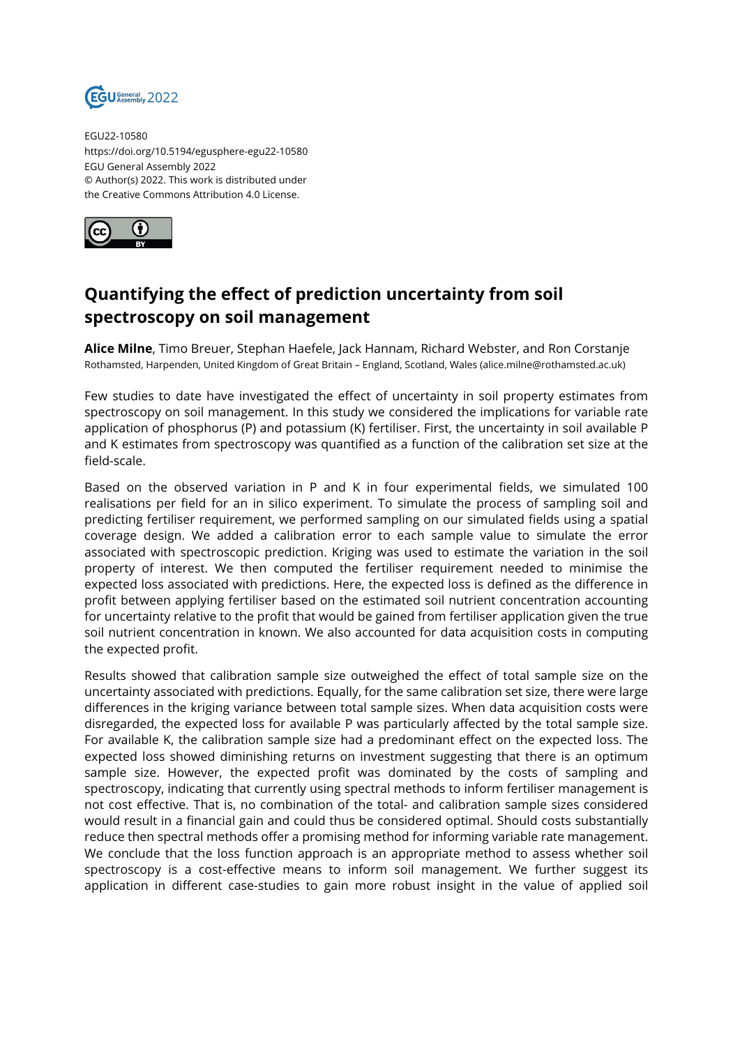EGU22-10580
https://doi.org/10.5194/egusphere-egu22-10580
EGU General Assembly 2022
© Author(s) 2022. This work is distributed under the Creative Commons Attribution 4.0 License.

# Quantifying the effect of prediction uncertainty from soil spectroscopy on soil management

**Alice Milne**, Timo Breuer, Stephan Haefele, Jack Hannam, Richard Webster, and Ron Corstanje
Rothamsted, Harpenden, United Kingdom of Great Britain – England, Scotland, Wales (alice.milne@rothamsted.ac.uk)

Few studies to date have investigated the effect of uncertainty in soil property estimates from spectroscopy on soil management. In this study we considered the implications for variable rate application of phosphorus (P) and potassium (K) fertiliser. First, the uncertainty in soil available P and K estimates from spectroscopy was quantified as a function of the calibration set size at the field-scale.

Based on the observed variation in P and K in four experimental fields, we simulated 100 realisations per field for an in silico experiment. To simulate the process of sampling soil and predicting fertiliser requirement, we performed sampling on our simulated fields using a spatial coverage design. We added a calibration error to each sample value to simulate the error associated with spectroscopic prediction. Kriging was used to estimate the variation in the soil property of interest. We then computed the fertiliser requirement needed to minimise the expected loss associated with predictions. Here, the expected loss is defined as the difference in profit between applying fertiliser based on the estimated soil nutrient concentration accounting for uncertainty relative to the profit that would be gained from fertiliser application given the true soil nutrient concentration in known. We also accounted for data acquisition costs in computing the expected profit.

Results showed that calibration sample size outweighed the effect of total sample size on the uncertainty associated with predictions. Equally, for the same calibration set size, there were large differences in the kriging variance between total sample sizes. When data acquisition costs were disregarded, the expected loss for available P was particularly affected by the total sample size. For available K, the calibration sample size had a predominant effect on the expected loss. The expected loss showed diminishing returns on investment suggesting that there is an optimum sample size. However, the expected profit was dominated by the costs of sampling and spectroscopy, indicating that currently using spectral methods to inform fertiliser management is not cost effective. That is, no combination of the total- and calibration sample sizes considered would result in a financial gain and could thus be considered optimal. Should costs substantially reduce then spectral methods offer a promising method for informing variable rate management. We conclude that the loss function approach is an appropriate method to assess whether soil spectroscopy is a cost-effective means to inform soil management. We further suggest its application in different case-studies to gain more robust insight in the value of applied soil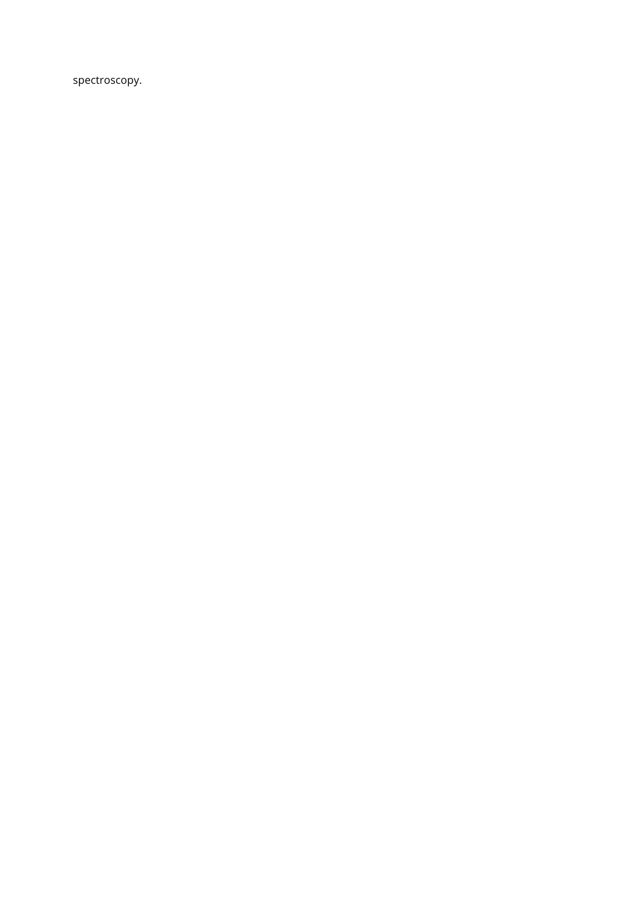spectroscopy.